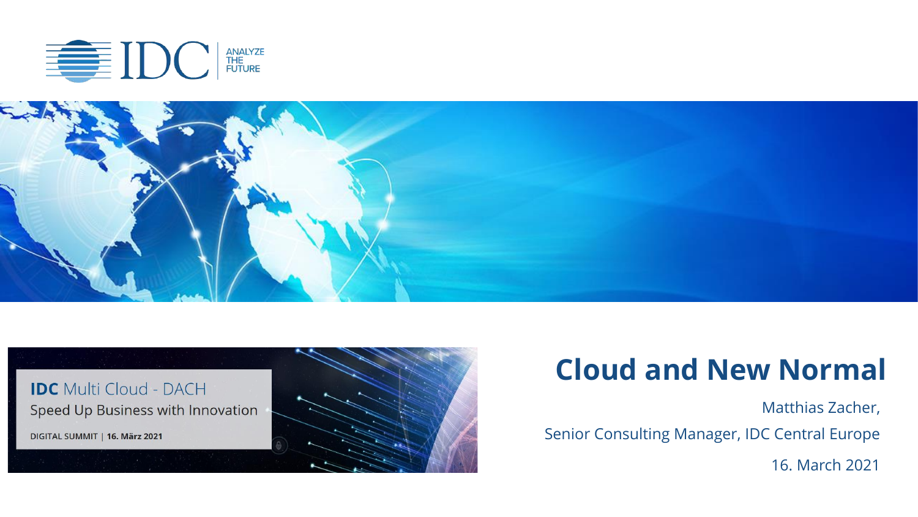IDC ANALYZE THE FUTURE

**IDC** Multi Cloud - DACH

Speed Up Business with Innovation

DIGITAL SUMMIT | **16. März 2021**

# Cloud and New Normal

Matthias Zacher,

Senior Consulting Manager, IDC Central Europe

16. March 2021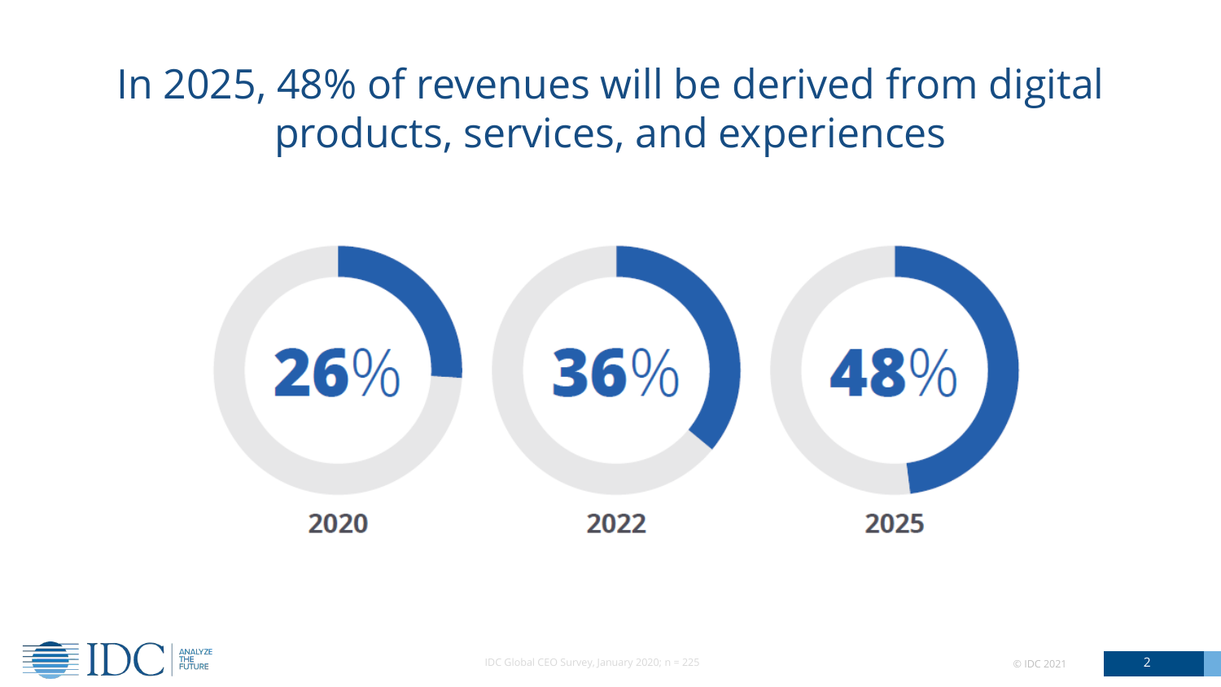# In 2025, 48% of revenues will be derived from digital products, services, and experiences

| 2020 | 2022 | 2025 |
| --- | --- | --- |
| 26% | 36% | 48% |

IDC Global CEO Survey, January 2020; n = 225

© IDC 2021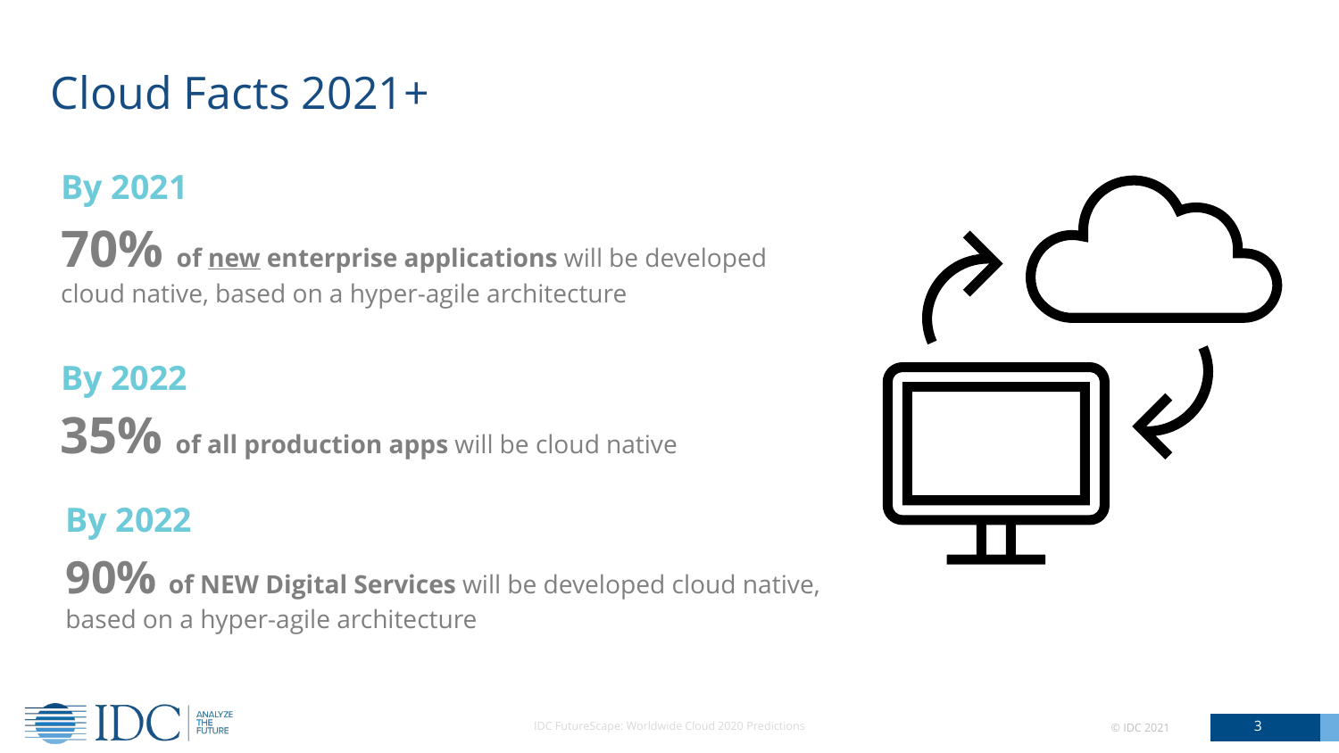# Cloud Facts 2021+

## By 2021

**70%** **of <u>new</u> enterprise applications** will be developed cloud native, based on a hyper-agile architecture

## By 2022

**35%** **of all production apps** will be cloud native

## By 2022

**90%** **of NEW Digital Services** will be developed cloud native, based on a hyper-agile architecture

IDC FutureScape: Worldwide Cloud 2020 Predictions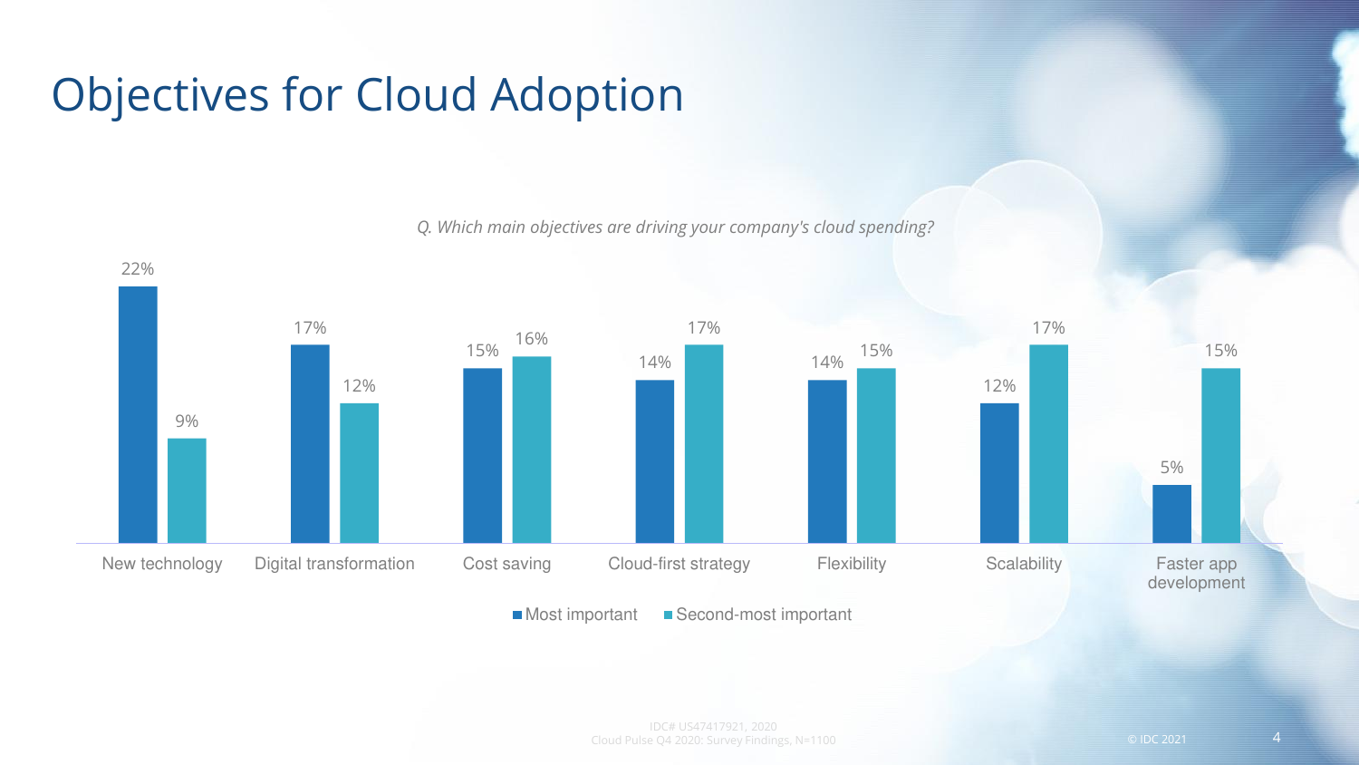# Objectives for Cloud Adoption

*Q. Which main objectives are driving your company's cloud spending?*

| Objective | Most important | Second-most important |
| --- | --- | --- |
| New technology | 22% | 9% |
| Digital transformation | 17% | 12% |
| Cost saving | 15% | 16% |
| Cloud-first strategy | 14% | 17% |
| Flexibility | 14% | 15% |
| Scalability | 12% | 17% |
| Faster app development | 5% | 15% |

IDC# US47417921, 2020
Cloud Pulse Q4 2020: Survey Findings, N=1100

© IDC 2021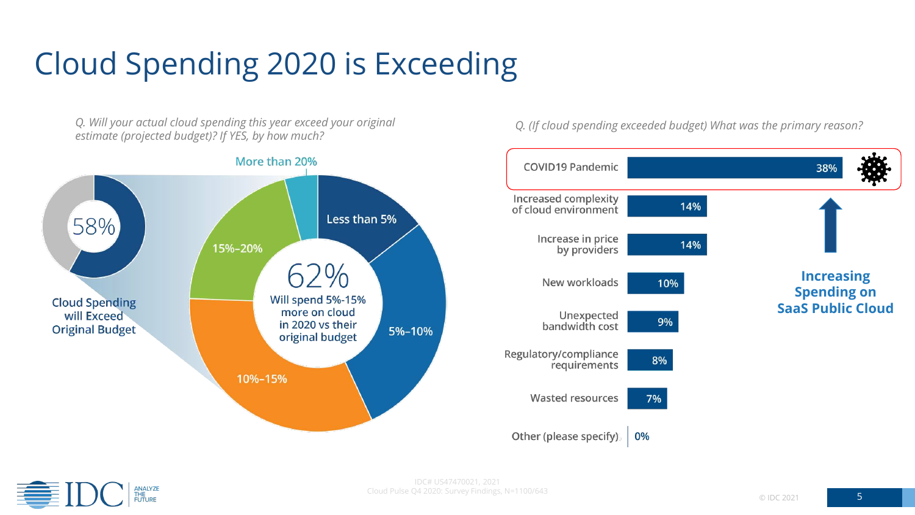# Cloud Spending 2020 is Exceeding

*Q. Will your actual cloud spending this year exceed your original estimate (projected budget)? If YES, by how much?*

58%

Cloud Spending will Exceed Original Budget

62%

Will spend 5%-15% more on cloud in 2020 vs their original budget

- Less than 5%
- 5%–10%
- 10%–15%
- 15%–20%
- More than 20%

*Q. (If cloud spending exceeded budget) What was the primary reason?*

| Reason | % |
|---|---|
| COVID19 Pandemic | 38% |
| Increased complexity of cloud environment | 14% |
| Increase in price by providers | 14% |
| New workloads | 10% |
| Unexpected bandwidth cost | 9% |
| Regulatory/compliance requirements | 8% |
| Wasted resources | 7% |
| Other (please specify) | 0% |

**Increasing Spending on SaaS Public Cloud**

IDC# US47470021, 2021
Cloud Pulse Q4 2020: Survey Findings, N=1100/643

© IDC 2021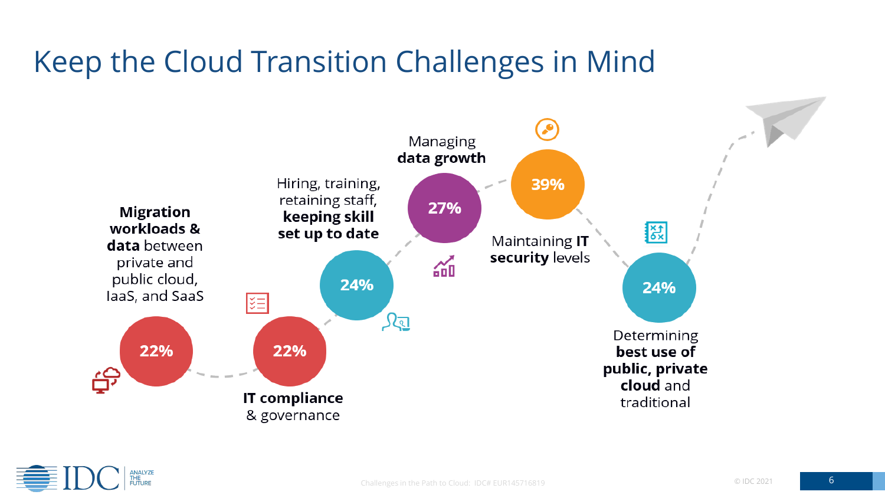# Keep the Cloud Transition Challenges in Mind

- **22%** — **Migration workloads & data** between private and public cloud, IaaS, and SaaS
- **22%** — **IT compliance** & governance
- **24%** — Hiring, training, retaining staff, **keeping skill set up to date**
- **27%** — Managing **data growth**
- **39%** — Maintaining **IT security** levels
- **24%** — Determining **best use of public, private cloud** and traditional

Challenges in the Path to Cloud: IDC# EUR145716819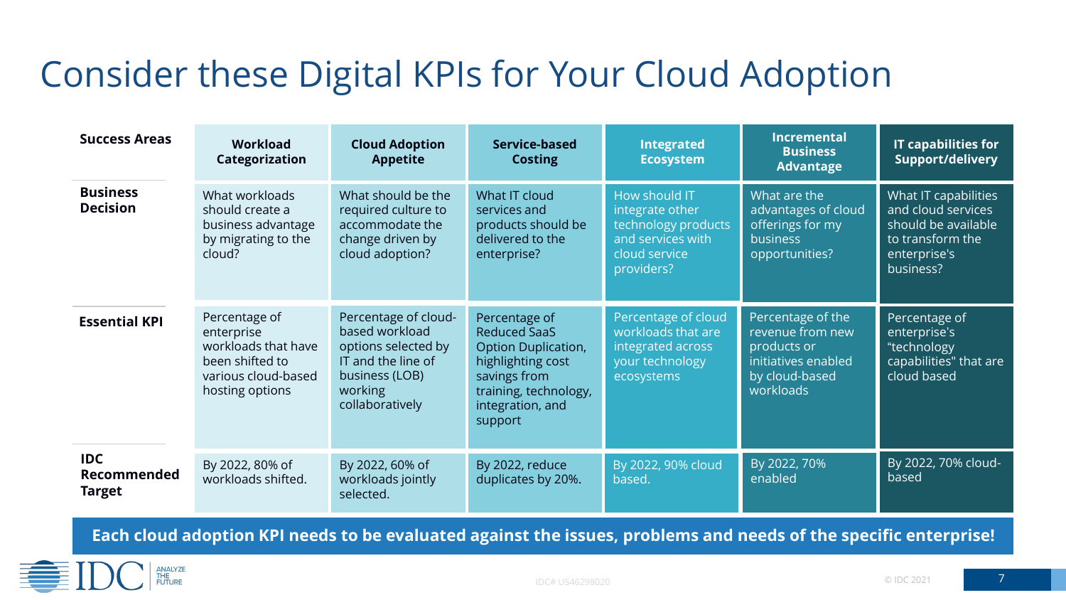# Consider these Digital KPIs for Your Cloud Adoption

| Success Areas | Workload Categorization | Cloud Adoption Appetite | Service-based Costing | Integrated Ecosystem | Incremental Business Advantage | IT capabilities for Support/delivery |
|---|---|---|---|---|---|---|
| **Business Decision** | What workloads should create a business advantage by migrating to the cloud? | What should be the required culture to accommodate the change driven by cloud adoption? | What IT cloud services and products should be delivered to the enterprise? | How should IT integrate other technology products and services with cloud service providers? | What are the advantages of cloud offerings for my business opportunities? | What IT capabilities and cloud services should be available to transform the enterprise's business? |
| **Essential KPI** | Percentage of enterprise workloads that have been shifted to various cloud-based hosting options | Percentage of cloud-based workload options selected by IT and the line of business (LOB) working collaboratively | Percentage of Reduced SaaS Option Duplication, highlighting cost savings from training, technology, integration, and support | Percentage of cloud workloads that are integrated across your technology ecosystems | Percentage of the revenue from new products or initiatives enabled by cloud-based workloads | Percentage of enterprise's "technology capabilities" that are cloud based |
| **IDC Recommended Target** | By 2022, 80% of workloads shifted. | By 2022, 60% of workloads jointly selected. | By 2022, reduce duplicates by 20%. | By 2022, 90% cloud based. | By 2022, 70% enabled | By 2022, 70% cloud-based |

**Each cloud adoption KPI needs to be evaluated against the issues, problems and needs of the specific enterprise!**

IDC# US46298020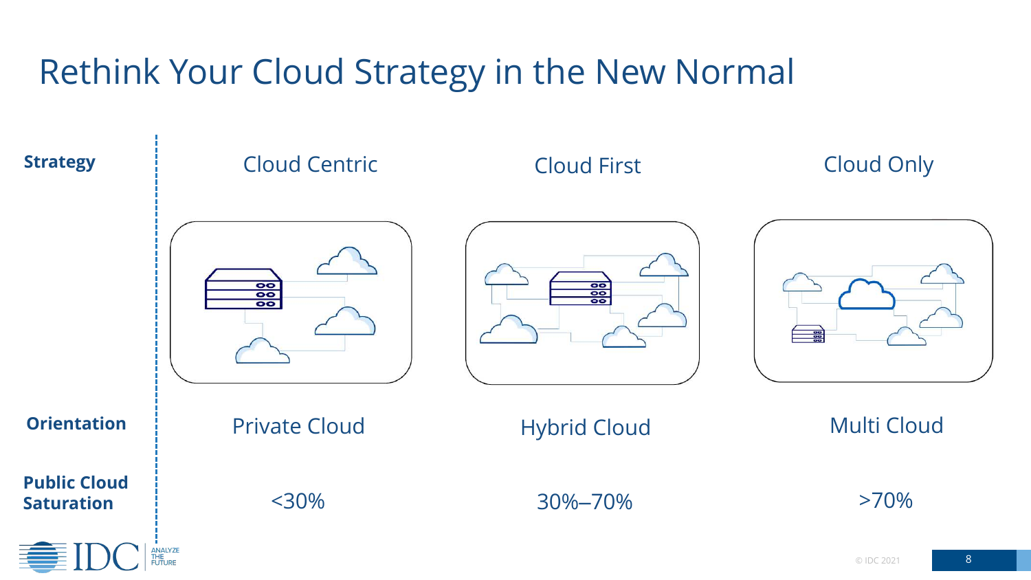# Rethink Your Cloud Strategy in the New Normal

| | | | |
|---|---|---|---|
| **Strategy** | Cloud Centric | Cloud First | Cloud Only |
| **Orientation** | Private Cloud | Hybrid Cloud | Multi Cloud |
| **Public Cloud Saturation** | <30% | 30%–70% | >70% |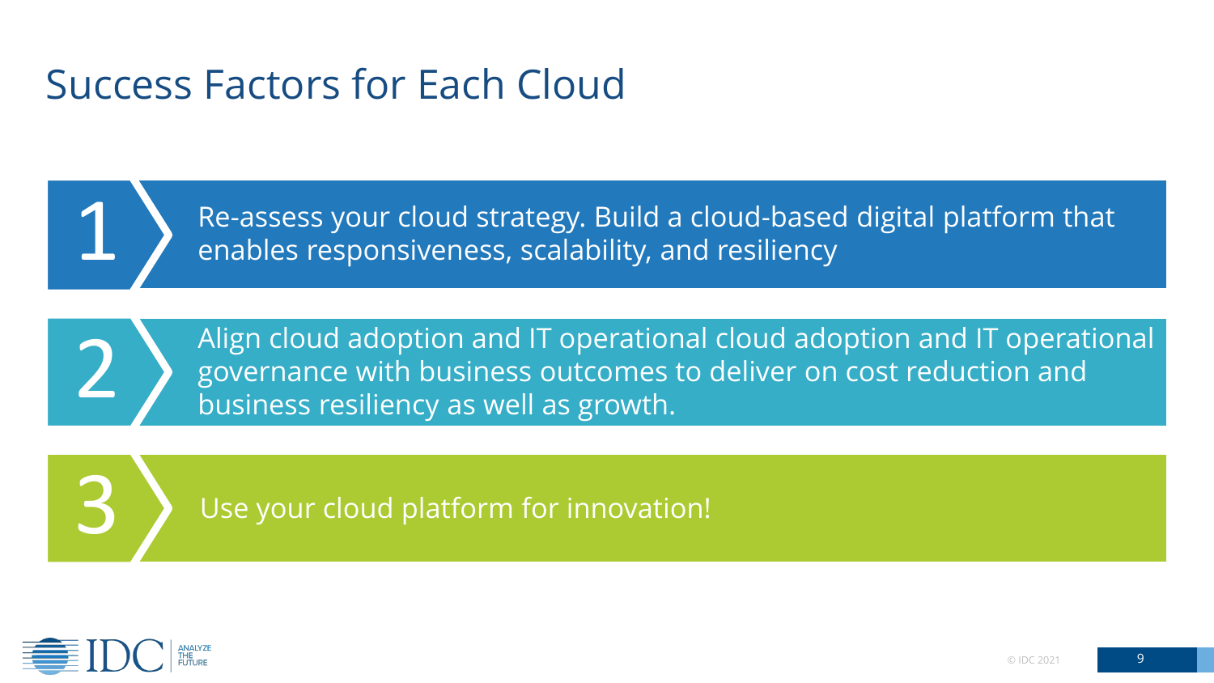# Success Factors for Each Cloud

1. Re-assess your cloud strategy. Build a cloud-based digital platform that enables responsiveness, scalability, and resiliency
2. Align cloud adoption and IT operational cloud adoption and IT operational governance with business outcomes to deliver on cost reduction and business resiliency as well as growth.
3. Use your cloud platform for innovation!

© IDC 2021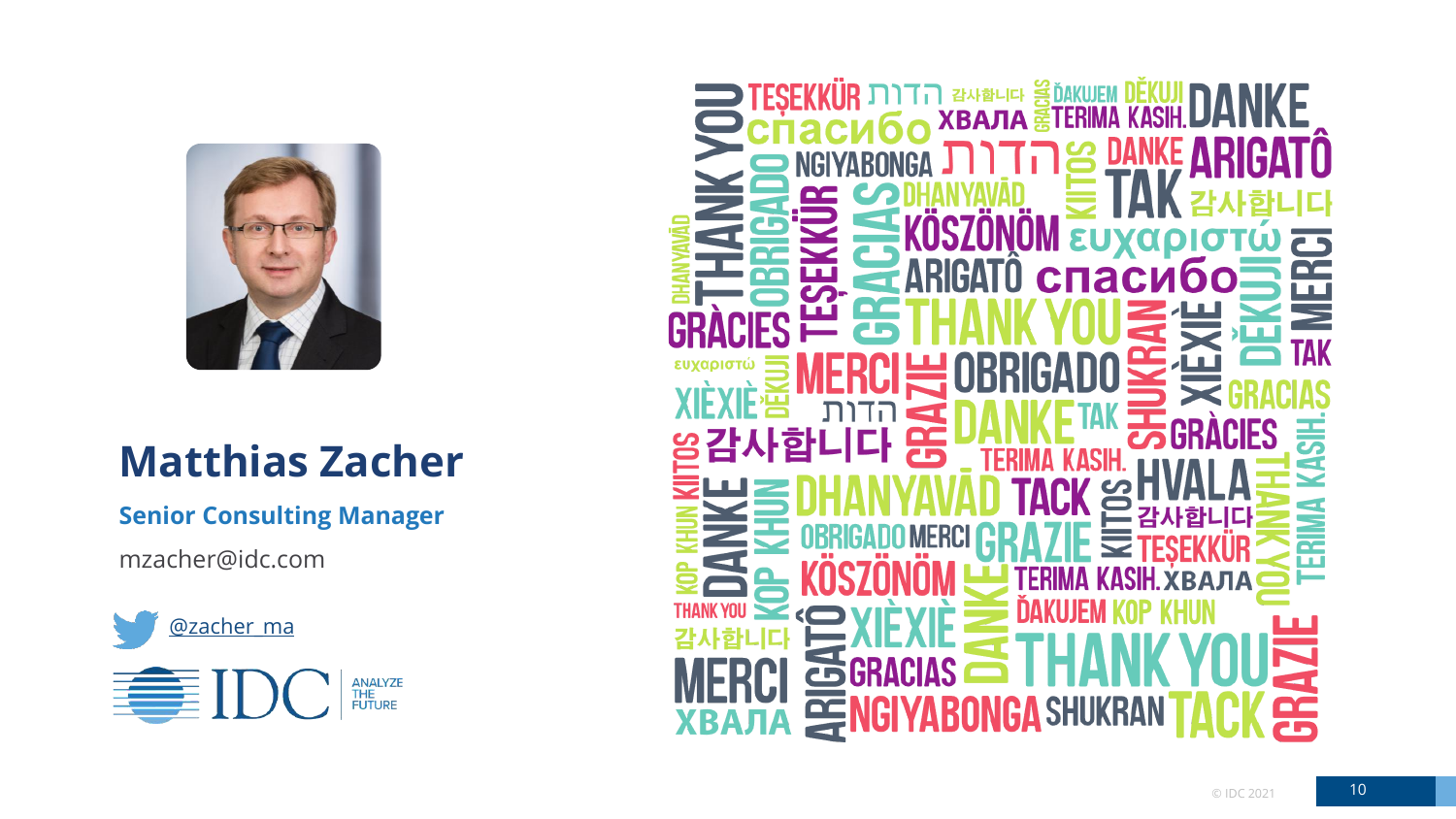## Matthias Zacher

**Senior Consulting Manager**

mzacher@idc.com

@zacher_ma

IDC ANALYZE THE FUTURE